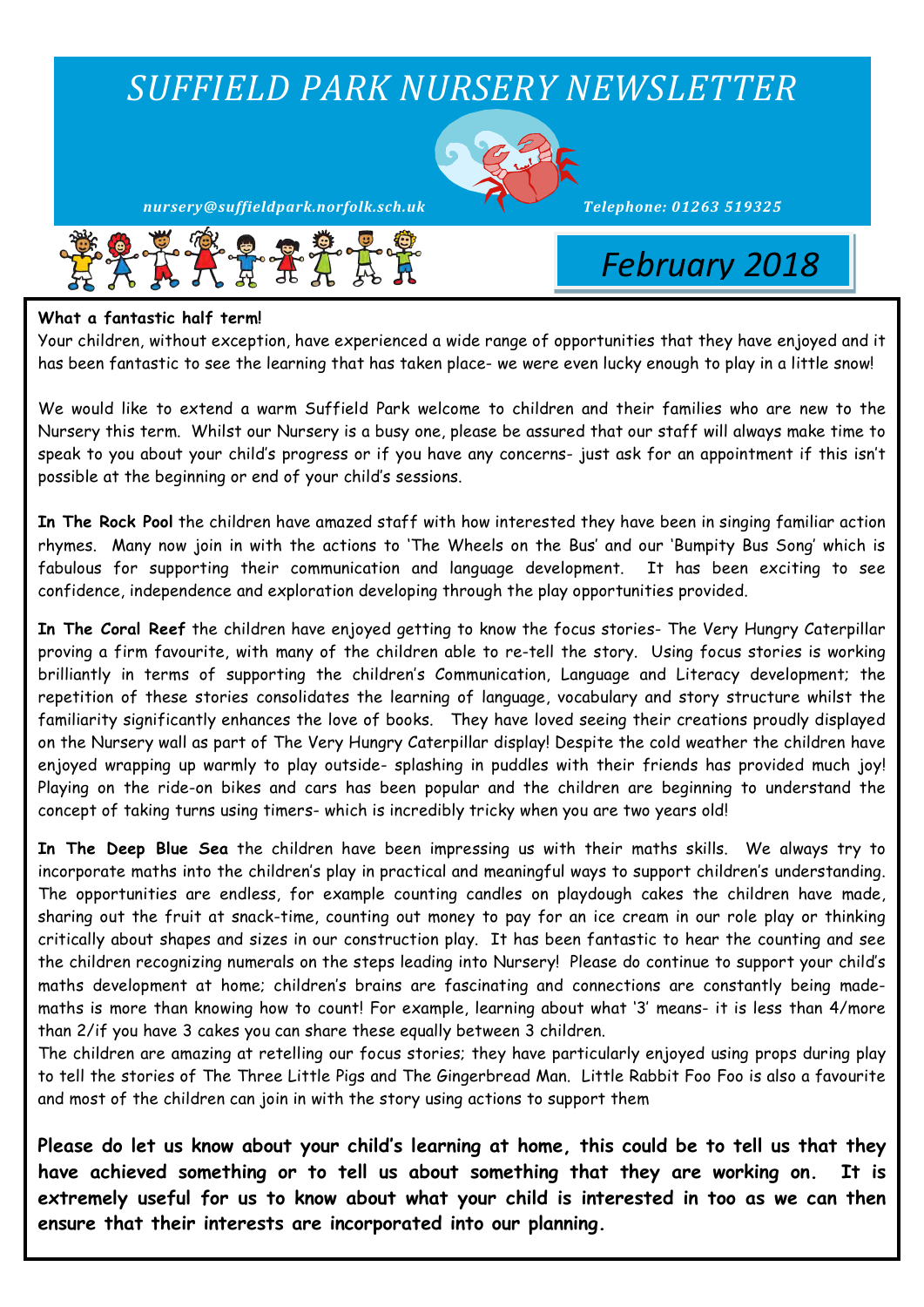# *SUFFIELD PARK NURSERY NEWSLETTER*

*nursery@suffieldpark.norfolk.sch.uk* *Telephone: 01263 519325*

## *February 2018*

**What a fantastic half term!**

Your children, without exception, have experienced a wide range of opportunities that they have enjoyed and it has been fantastic to see the learning that has taken place- we were even lucky enough to play in a little snow!

We would like to extend a warm Suffield Park welcome to children and their families who are new to the Nursery this term. Whilst our Nursery is a busy one, please be assured that our staff will always make time to speak to you about your child's progress or if you have any concerns- just ask for an appointment if this isn't possible at the beginning or end of your child's sessions.

**In The Rock Pool** the children have amazed staff with how interested they have been in singing familiar action rhymes. Many now join in with the actions to 'The Wheels on the Bus' and our 'Bumpity Bus Song' which is fabulous for supporting their communication and language development. It has been exciting to see confidence, independence and exploration developing through the play opportunities provided.

**In The Coral Reef** the children have enjoyed getting to know the focus stories- The Very Hungry Caterpillar proving a firm favourite, with many of the children able to re-tell the story. Using focus stories is working brilliantly in terms of supporting the children's Communication, Language and Literacy development; the repetition of these stories consolidates the learning of language, vocabulary and story structure whilst the familiarity significantly enhances the love of books. They have loved seeing their creations proudly displayed on the Nursery wall as part of The Very Hungry Caterpillar display! Despite the cold weather the children have enjoyed wrapping up warmly to play outside- splashing in puddles with their friends has provided much joy! Playing on the ride-on bikes and cars has been popular and the children are beginning to understand the concept of taking turns using timers- which is incredibly tricky when you are two years old!

**In The Deep Blue Sea** the children have been impressing us with their maths skills. We always try to incorporate maths into the children's play in practical and meaningful ways to support children's understanding. The opportunities are endless, for example counting candles on playdough cakes the children have made, sharing out the fruit at snack-time, counting out money to pay for an ice cream in our role play or thinking critically about shapes and sizes in our construction play. It has been fantastic to hear the counting and see the children recognizing numerals on the steps leading into Nursery! Please do continue to support your child's maths development at home; children's brains are fascinating and connections are constantly being made- maths is more than knowing how to count! For example, learning about what '3' means- it is less than 4/more than 2/if you have 3 cakes you can share these equally between 3 children.

The children are amazing at retelling our focus stories; they have particularly enjoyed using props during play to tell the stories of The Three Little Pigs and The Gingerbread Man. Little Rabbit Foo Foo is also a favourite and most of the children can join in with the story using actions to support them

**Please do let us know about your child's learning at home, this could be to tell us that they have achieved something or to tell us about something that they are working on. It is extremely useful for us to know about what your child is interested in too as we can then ensure that their interests are incorporated into our planning.**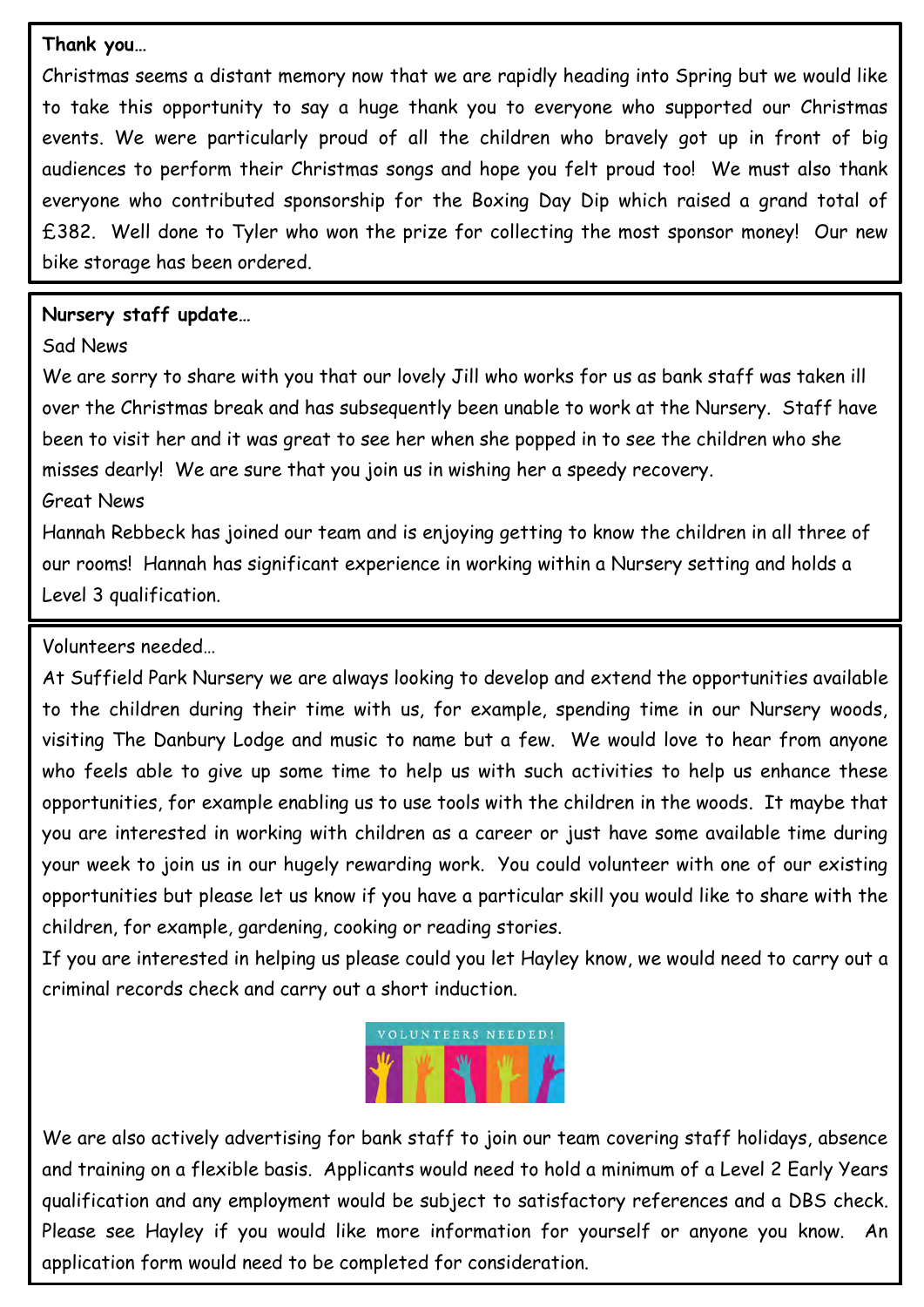**Thank you…**

Christmas seems a distant memory now that we are rapidly heading into Spring but we would like to take this opportunity to say a huge thank you to everyone who supported our Christmas events. We were particularly proud of all the children who bravely got up in front of big audiences to perform their Christmas songs and hope you felt proud too! We must also thank everyone who contributed sponsorship for the Boxing Day Dip which raised a grand total of £382. Well done to Tyler who won the prize for collecting the most sponsor money! Our new bike storage has been ordered.

**Nursery staff update…**

Sad News

We are sorry to share with you that our lovely Jill who works for us as bank staff was taken ill over the Christmas break and has subsequently been unable to work at the Nursery. Staff have been to visit her and it was great to see her when she popped in to see the children who she misses dearly! We are sure that you join us in wishing her a speedy recovery.

Great News

Hannah Rebbeck has joined our team and is enjoying getting to know the children in all three of our rooms! Hannah has significant experience in working within a Nursery setting and holds a Level 3 qualification.

Volunteers needed…

At Suffield Park Nursery we are always looking to develop and extend the opportunities available to the children during their time with us, for example, spending time in our Nursery woods, visiting The Danbury Lodge and music to name but a few. We would love to hear from anyone who feels able to give up some time to help us with such activities to help us enhance these opportunities, for example enabling us to use tools with the children in the woods. It maybe that you are interested in working with children as a career or just have some available time during your week to join us in our hugely rewarding work. You could volunteer with one of our existing opportunities but please let us know if you have a particular skill you would like to share with the children, for example, gardening, cooking or reading stories.

If you are interested in helping us please could you let Hayley know, we would need to carry out a criminal records check and carry out a short induction.

VOLUNTEERS NEEDED!

We are also actively advertising for bank staff to join our team covering staff holidays, absence and training on a flexible basis. Applicants would need to hold a minimum of a Level 2 Early Years qualification and any employment would be subject to satisfactory references and a DBS check. Please see Hayley if you would like more information for yourself or anyone you know. An application form would need to be completed for consideration.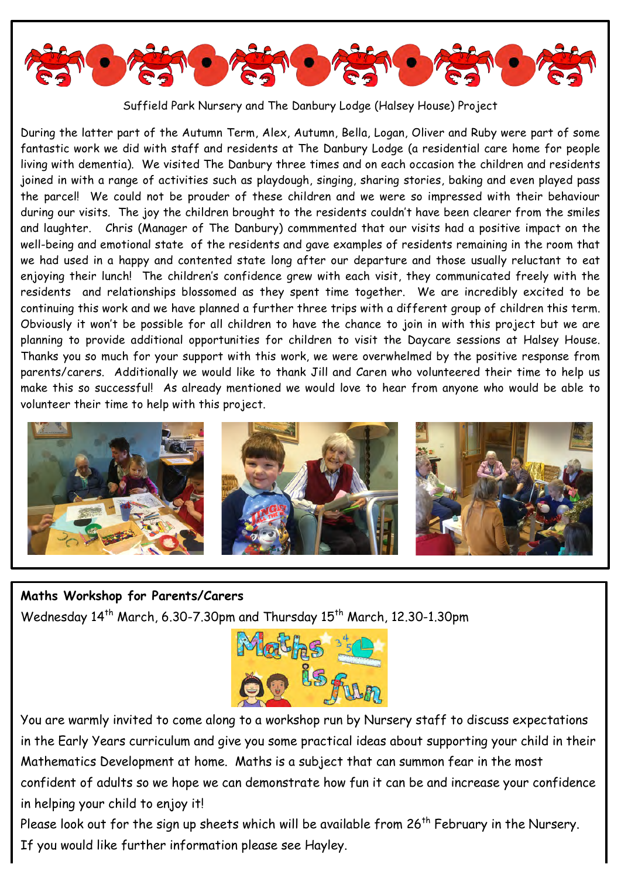Suffield Park Nursery and The Danbury Lodge (Halsey House) Project

During the latter part of the Autumn Term, Alex, Autumn, Bella, Logan, Oliver and Ruby were part of some fantastic work we did with staff and residents at The Danbury Lodge (a residential care home for people living with dementia). We visited The Danbury three times and on each occasion the children and residents joined in with a range of activities such as playdough, singing, sharing stories, baking and even played pass the parcel! We could not be prouder of these children and we were so impressed with their behaviour during our visits. The joy the children brought to the residents couldn't have been clearer from the smiles and laughter. Chris (Manager of The Danbury) commmented that our visits had a positive impact on the well-being and emotional state of the residents and gave examples of residents remaining in the room that we had used in a happy and contented state long after our departure and those usually reluctant to eat enjoying their lunch! The children's confidence grew with each visit, they communicated freely with the residents and relationships blossomed as they spent time together. We are incredibly excited to be continuing this work and we have planned a further three trips with a different group of children this term. Obviously it won't be possible for all children to have the chance to join in with this project but we are planning to provide additional opportunities for children to visit the Daycare sessions at Halsey House. Thanks you so much for your support with this work, we were overwhelmed by the positive response from parents/carers. Additionally we would like to thank Jill and Caren who volunteered their time to help us make this so successful! As already mentioned we would love to hear from anyone who would be able to volunteer their time to help with this project.

**Maths Workshop for Parents/Carers**

Wednesday 14th March, 6.30-7.30pm and Thursday 15th March, 12.30-1.30pm

You are warmly invited to come along to a workshop run by Nursery staff to discuss expectations in the Early Years curriculum and give you some practical ideas about supporting your child in their Mathematics Development at home. Maths is a subject that can summon fear in the most confident of adults so we hope we can demonstrate how fun it can be and increase your confidence in helping your child to enjoy it!

Please look out for the sign up sheets which will be available from 26th February in the Nursery.

If you would like further information please see Hayley.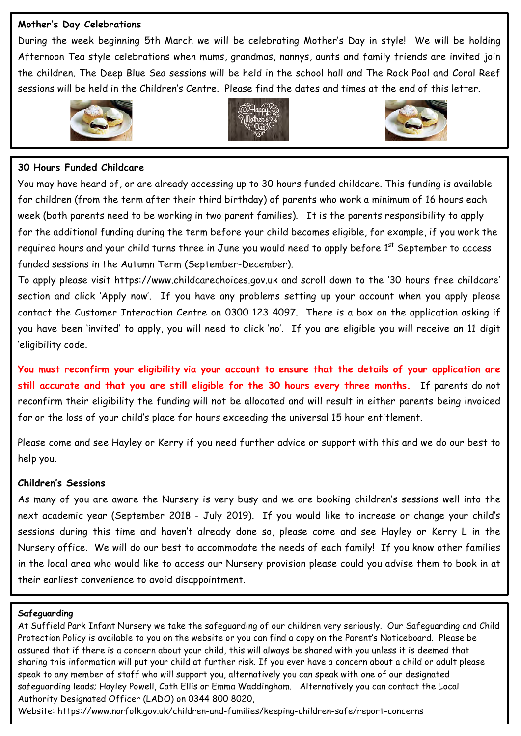**Mother's Day Celebrations**

During the week beginning 5th March we will be celebrating Mother's Day in style! We will be holding Afternoon Tea style celebrations when mums, grandmas, nannys, aunts and family friends are invited join the children. The Deep Blue Sea sessions will be held in the school hall and The Rock Pool and Coral Reef sessions will be held in the Children's Centre. Please find the dates and times at the end of this letter.

**30 Hours Funded Childcare**

You may have heard of, or are already accessing up to 30 hours funded childcare. This funding is available for children (from the term after their third birthday) of parents who work a minimum of 16 hours each week (both parents need to be working in two parent families). It is the parents responsibility to apply for the additional funding during the term before your child becomes eligible, for example, if you work the required hours and your child turns three in June you would need to apply before 1st September to access funded sessions in the Autumn Term (September-December).

To apply please visit https://www.childcarechoices.gov.uk and scroll down to the '30 hours free childcare' section and click 'Apply now'. If you have any problems setting up your account when you apply please contact the Customer Interaction Centre on 0300 123 4097. There is a box on the application asking if you have been 'invited' to apply, you will need to click 'no'. If you are eligible you will receive an 11 digit 'eligibility code.

**You must reconfirm your eligibility via your account to ensure that the details of your application are still accurate and that you are still eligible for the 30 hours every three months.** If parents do not reconfirm their eligibility the funding will not be allocated and will result in either parents being invoiced for or the loss of your child's place for hours exceeding the universal 15 hour entitlement.

Please come and see Hayley or Kerry if you need further advice or support with this and we do our best to help you.

**Children's Sessions**

As many of you are aware the Nursery is very busy and we are booking children's sessions well into the next academic year (September 2018 - July 2019). If you would like to increase or change your child's sessions during this time and haven't already done so, please come and see Hayley or Kerry L in the Nursery office. We will do our best to accommodate the needs of each family! If you know other families in the local area who would like to access our Nursery provision please could you advise them to book in at their earliest convenience to avoid disappointment.

**Safeguarding**

At Suffield Park Infant Nursery we take the safeguarding of our children very seriously. Our Safeguarding and Child Protection Policy is available to you on the website or you can find a copy on the Parent's Noticeboard. Please be assured that if there is a concern about your child, this will always be shared with you unless it is deemed that sharing this information will put your child at further risk. If you ever have a concern about a child or adult please speak to any member of staff who will support you, alternatively you can speak with one of our designated safeguarding leads; Hayley Powell, Cath Ellis or Emma Waddingham. Alternatively you can contact the Local Authority Designated Officer (LADO) on 0344 800 8020,

Website: https://www.norfolk.gov.uk/children-and-families/keeping-children-safe/report-concerns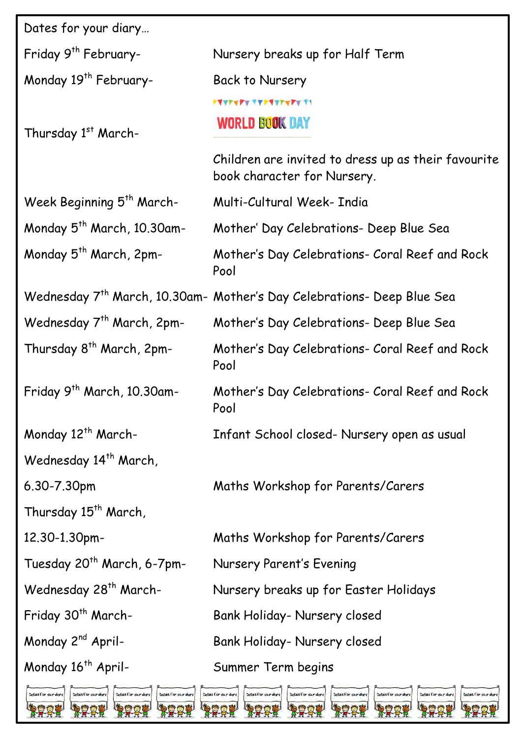Dates for your diary…

| | |
|---|---|
| Friday 9th February- | Nursery breaks up for Half Term |
| Monday 19th February- | Back to Nursery |
| Thursday 1st March- | WORLD BOOK DAY<br>Children are invited to dress up as their favourite book character for Nursery. |
| Week Beginning 5th March- | Multi-Cultural Week- India |
| Monday 5th March, 10.30am- | Mother' Day Celebrations- Deep Blue Sea |
| Monday 5th March, 2pm- | Mother's Day Celebrations- Coral Reef and Rock Pool |
| Wednesday 7th March, 10.30am- | Mother's Day Celebrations- Deep Blue Sea |
| Wednesday 7th March, 2pm- | Mother's Day Celebrations- Deep Blue Sea |
| Thursday 8th March, 2pm- | Mother's Day Celebrations- Coral Reef and Rock Pool |
| Friday 9th March, 10.30am- | Mother's Day Celebrations- Coral Reef and Rock Pool |
| Monday 12th March- | Infant School closed- Nursery open as usual |
| Wednesday 14th March, 6.30-7.30pm | Maths Workshop for Parents/Carers |
| Thursday 15th March, 12.30-1.30pm- | Maths Workshop for Parents/Carers |
| Tuesday 20th March, 6-7pm- | Nursery Parent's Evening |
| Wednesday 28th March- | Nursery breaks up for Easter Holidays |
| Friday 30th March- | Bank Holiday- Nursery closed |
| Monday 2nd April- | Bank Holiday- Nursery closed |
| Monday 16th April- | Summer Term begins |